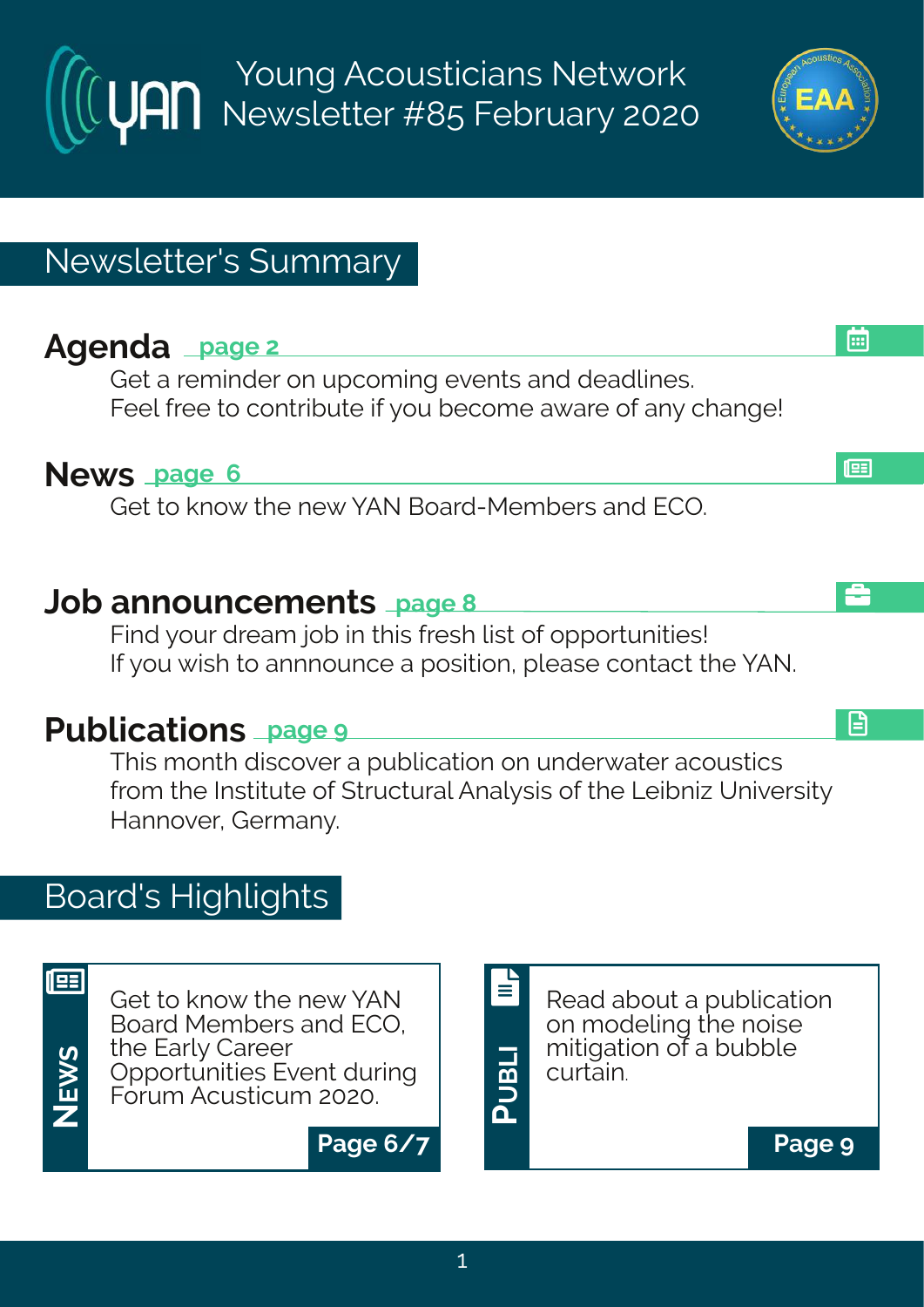# Young Acousticians Network Newsletter #85 February 2020

## Newsletter's Summary

### Agenda page 2

Get a reminder on upcoming events and deadlines.
Feel free to contribute if you become aware of any change!

### News page 6

Get to know the new YAN Board-Members and ECO.

### Job announcements page 8

Find your dream job in this fresh list of opportunities!
If you wish to annnounce a position, please contact the YAN.

### Publications page 9

This month discover a publication on underwater acoustics from the Institute of Structural Analysis of the Leibniz University Hannover, Germany.

## Board's Highlights

**NEWS**

Get to know the new YAN Board Members and ECO, the Early Career Opportunities Event during Forum Acusticum 2020.

**Page 6/7**

**PUBLI**

Read about a publication on modeling the noise mitigation of a bubble curtain.

**Page 9**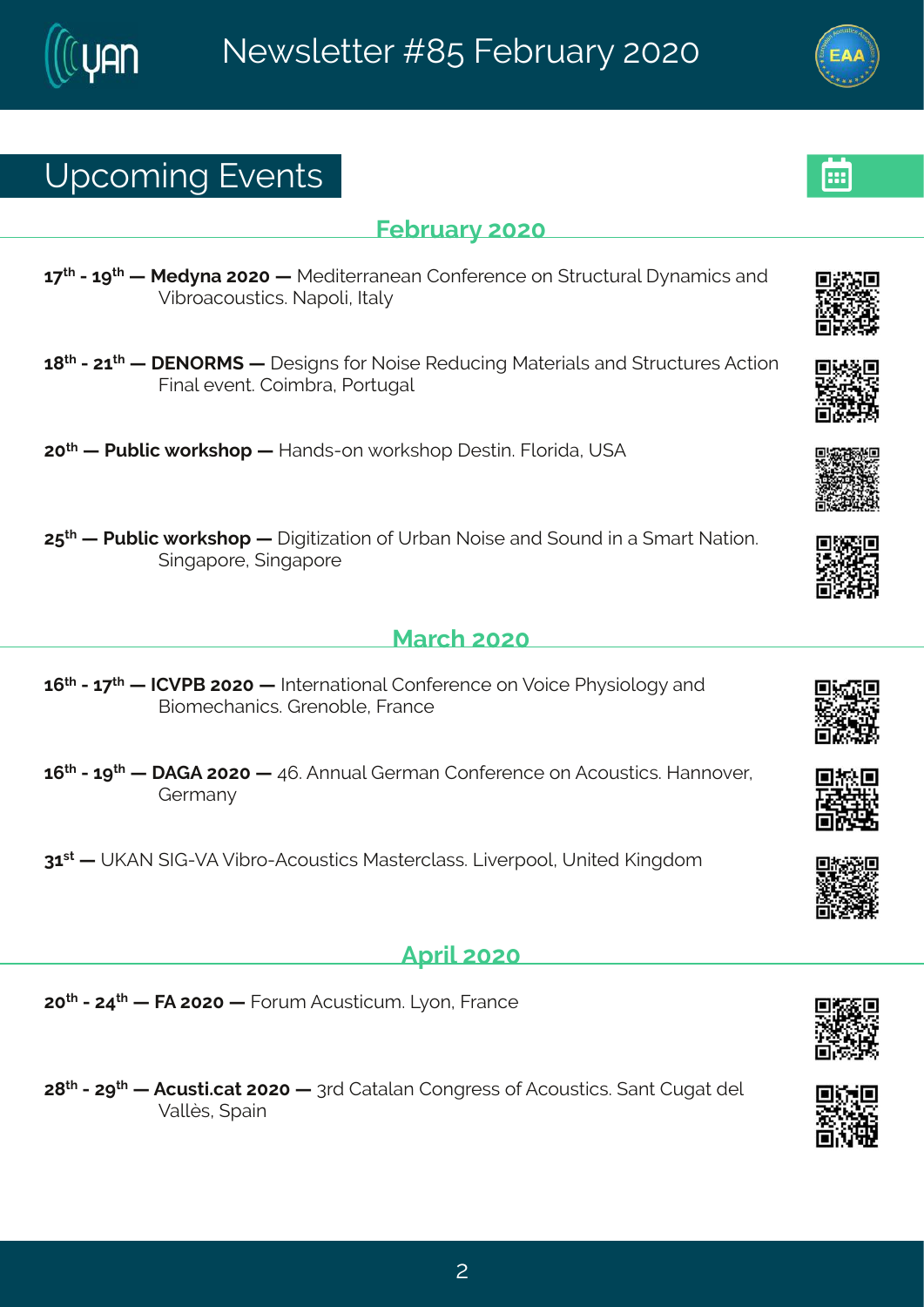## Upcoming Events

### February 2020

17th - 19th — **Medyna 2020 —** Mediterranean Conference on Structural Dynamics and Vibroacoustics. Napoli, Italy

18th - 21th — **DENORMS —** Designs for Noise Reducing Materials and Structures Action Final event. Coimbra, Portugal

20th — **Public workshop —** Hands-on workshop Destin. Florida, USA

25th — **Public workshop —** Digitization of Urban Noise and Sound in a Smart Nation. Singapore, Singapore

### March 2020

16th - 17th — **ICVPB 2020 —** International Conference on Voice Physiology and Biomechanics. Grenoble, France

16th - 19th — **DAGA 2020 —** 46. Annual German Conference on Acoustics. Hannover, Germany

31st — UKAN SIG-VA Vibro-Acoustics Masterclass. Liverpool, United Kingdom

### April 2020

20th - 24th — **FA 2020 —** Forum Acusticum. Lyon, France

28th - 29th — **Acusti.cat 2020 —** 3rd Catalan Congress of Acoustics. Sant Cugat del Vallès, Spain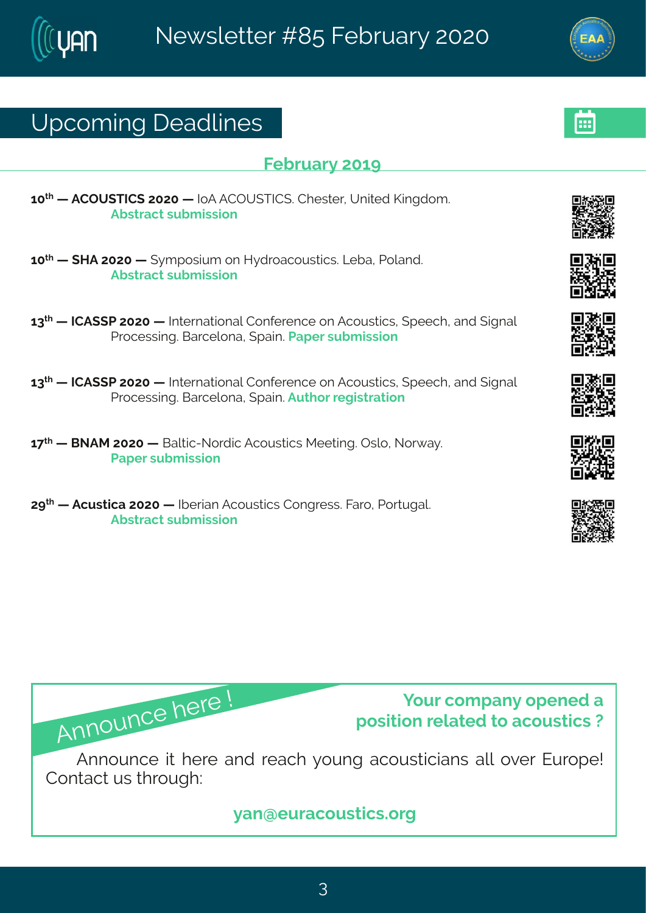## Upcoming Deadlines

### February 2019

**10th — ACOUSTICS 2020 —** IoA ACOUSTICS. Chester, United Kingdom.
**Abstract submission**

**10th — SHA 2020 —** Symposium on Hydroacoustics. Leba, Poland.
**Abstract submission**

**13th — ICASSP 2020 —** International Conference on Acoustics, Speech, and Signal Processing. Barcelona, Spain. **Paper submission**

**13th — ICASSP 2020 —** International Conference on Acoustics, Speech, and Signal Processing. Barcelona, Spain. **Author registration**

**17th — BNAM 2020 —** Baltic-Nordic Acoustics Meeting. Oslo, Norway.
**Paper submission**

**29th — Acustica 2020 —** Iberian Acoustics Congress. Faro, Portugal.
**Abstract submission**

---

**Announce here !**

**Your company opened a position related to acoustics ?**

Announce it here and reach young acousticians all over Europe! Contact us through:

**yan@euracoustics.org**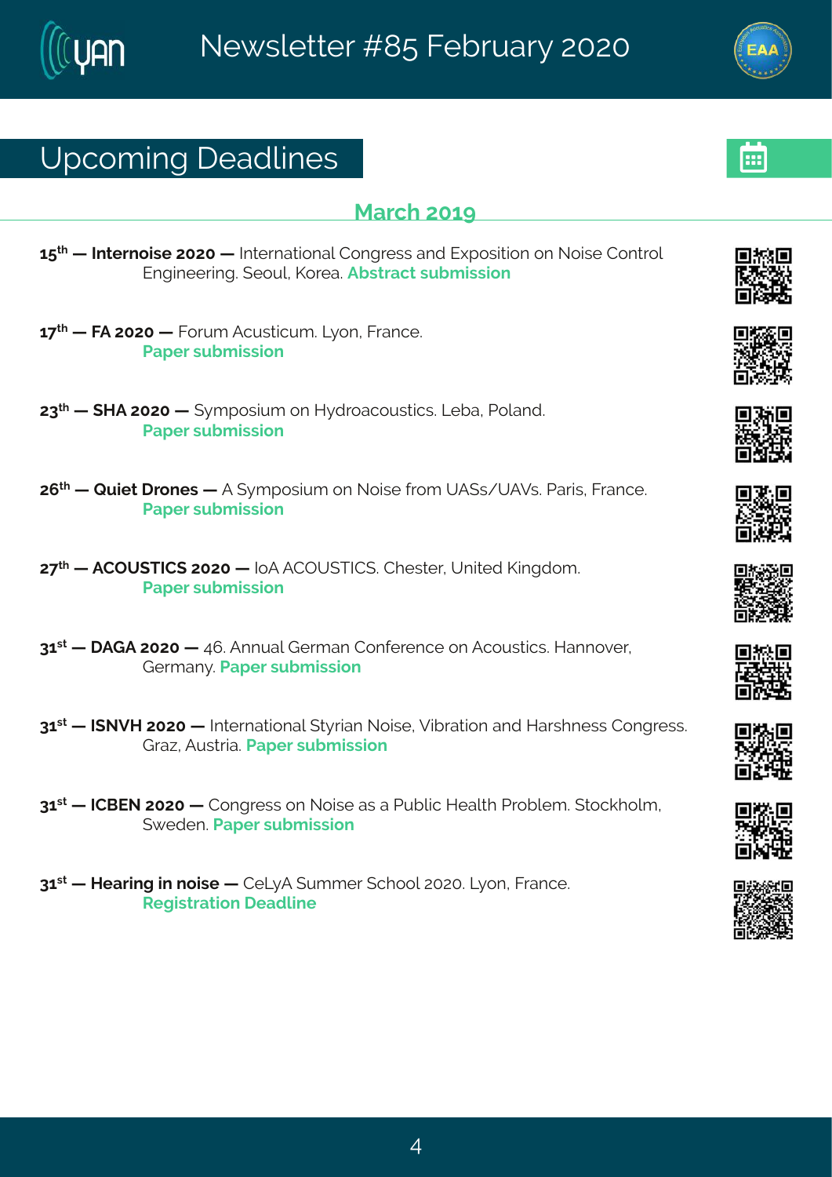## Upcoming Deadlines

### March 2019

15th — **Internoise 2020 —** International Congress and Exposition on Noise Control Engineering. Seoul, Korea. **Abstract submission**

17th — **FA 2020 —** Forum Acusticum. Lyon, France. **Paper submission**

23th — **SHA 2020 —** Symposium on Hydroacoustics. Leba, Poland. **Paper submission**

26th — **Quiet Drones —** A Symposium on Noise from UASs/UAVs. Paris, France. **Paper submission**

27th — **ACOUSTICS 2020 —** IoA ACOUSTICS. Chester, United Kingdom. **Paper submission**

31st — **DAGA 2020 —** 46. Annual German Conference on Acoustics. Hannover, Germany. **Paper submission**

31st — **ISNVH 2020 —** International Styrian Noise, Vibration and Harshness Congress. Graz, Austria. **Paper submission**

31st — **ICBEN 2020 —** Congress on Noise as a Public Health Problem. Stockholm, Sweden. **Paper submission**

31st — **Hearing in noise —** CeLyA Summer School 2020. Lyon, France. **Registration Deadline**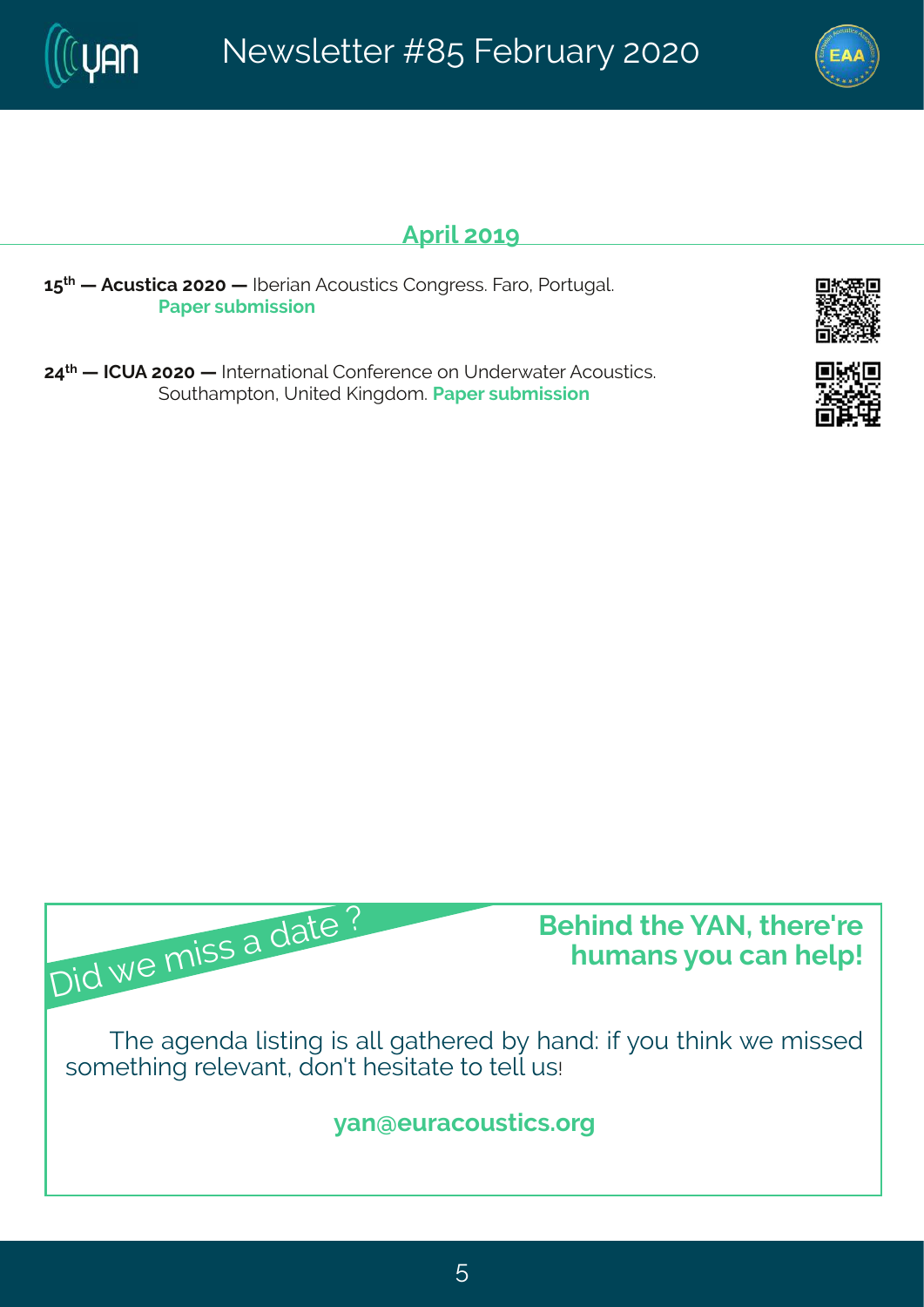## April 2019

**15th — Acustica 2020 —** Iberian Acoustics Congress. Faro, Portugal. **Paper submission**

**24th — ICUA 2020 —** International Conference on Underwater Acoustics. Southampton, United Kingdom. **Paper submission**

Did we miss a date ?

**Behind the YAN, there're humans you can help!**

The agenda listing is all gathered by hand: if you think we missed something relevant, don't hesitate to tell us!

**yan@euracoustics.org**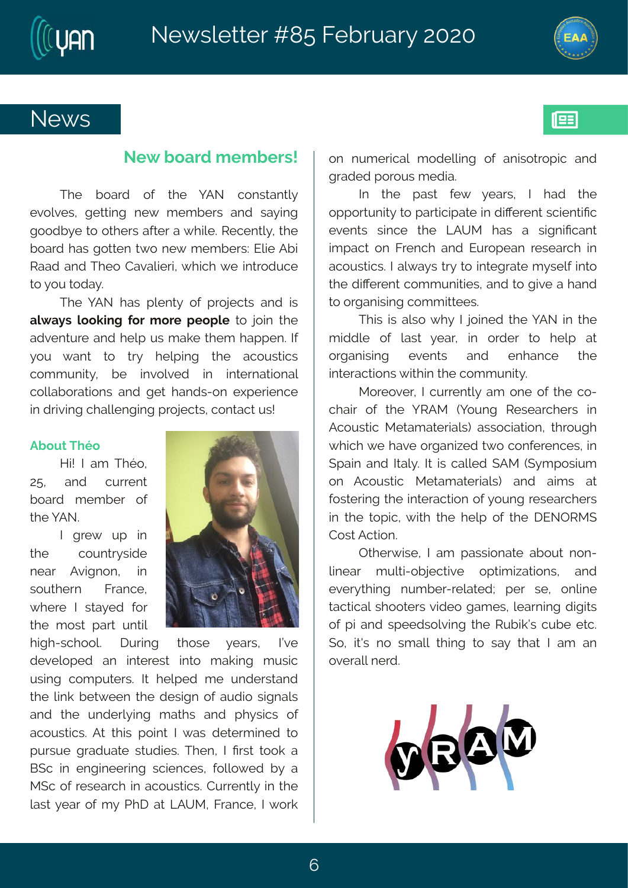# News

## New board members!

The board of the YAN constantly evolves, getting new members and saying goodbye to others after a while. Recently, the board has gotten two new members: Elie Abi Raad and Theo Cavalieri, which we introduce to you today.

The YAN has plenty of projects and is **always looking for more people** to join the adventure and help us make them happen. If you want to try helping the acoustics community, be involved in international collaborations and get hands-on experience in driving challenging projects, contact us!

### About Théo

Hi! I am Théo, 25, and current board member of the YAN.

I grew up in the countryside near Avignon, in southern France, where I stayed for the most part until high-school. During those years, I've developed an interest into making music using computers. It helped me understand the link between the design of audio signals and the underlying maths and physics of acoustics. At this point I was determined to pursue graduate studies. Then, I first took a BSc in engineering sciences, followed by a MSc of research in acoustics. Currently in the last year of my PhD at LAUM, France, I work on numerical modelling of anisotropic and graded porous media.

In the past few years, I had the opportunity to participate in different scientific events since the LAUM has a significant impact on French and European research in acoustics. I always try to integrate myself into the different communities, and to give a hand to organising committees.

This is also why I joined the YAN in the middle of last year, in order to help at organising events and enhance the interactions within the community.

Moreover, I currently am one of the co-chair of the YRAM (Young Researchers in Acoustic Metamaterials) association, through which we have organized two conferences, in Spain and Italy. It is called SAM (Symposium on Acoustic Metamaterials) and aims at fostering the interaction of young researchers in the topic, with the help of the DENORMS Cost Action.

Otherwise, I am passionate about non-linear multi-objective optimizations, and everything number-related; per se, online tactical shooters video games, learning digits of pi and speedsolving the Rubik's cube etc. So, it's no small thing to say that I am an overall nerd.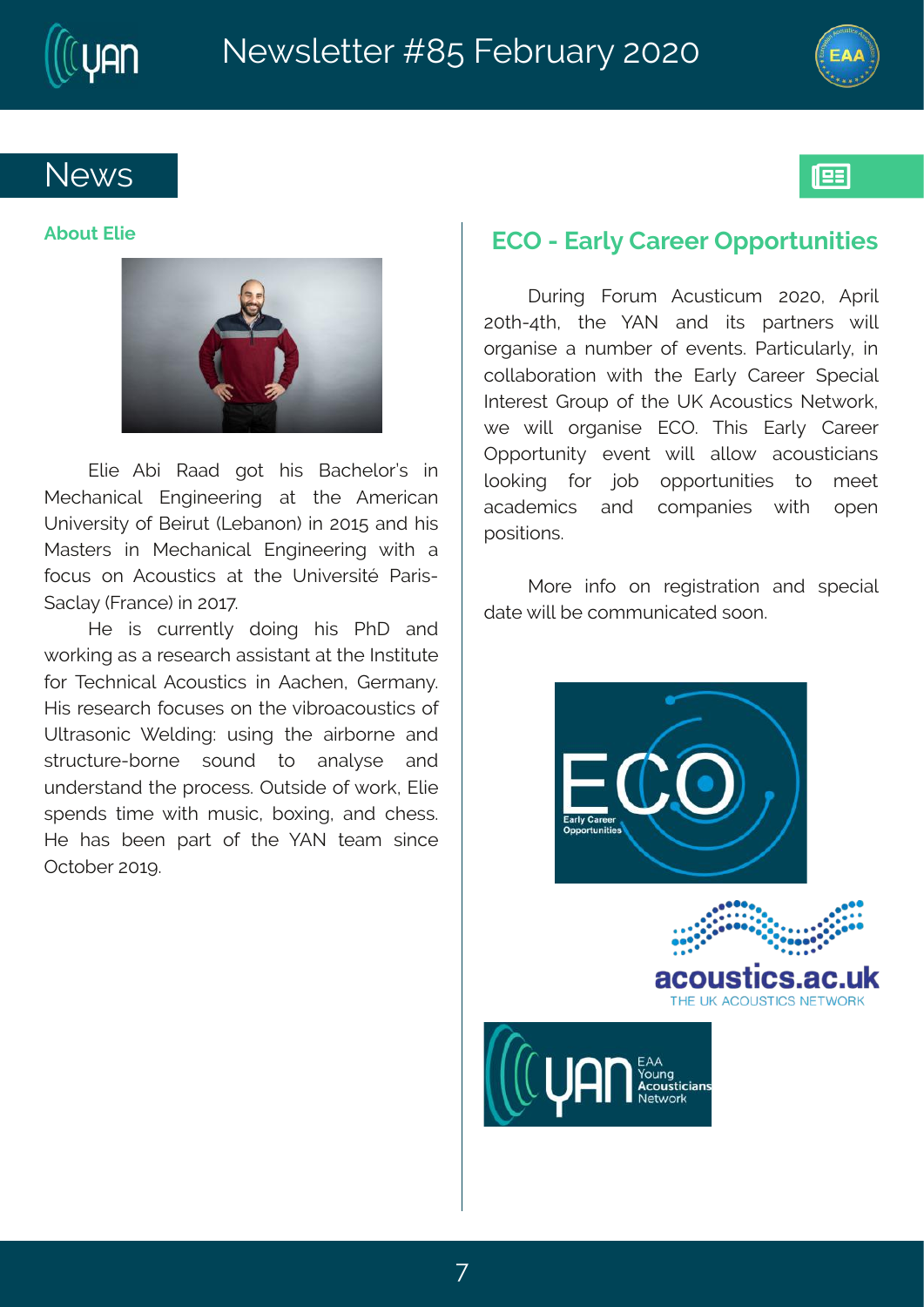## News

### About Elie

Elie Abi Raad got his Bachelor's in Mechanical Engineering at the American University of Beirut (Lebanon) in 2015 and his Masters in Mechanical Engineering with a focus on Acoustics at the Université Paris-Saclay (France) in 2017.

He is currently doing his PhD and working as a research assistant at the Institute for Technical Acoustics in Aachen, Germany. His research focuses on the vibroacoustics of Ultrasonic Welding: using the airborne and structure-borne sound to analyse and understand the process. Outside of work, Elie spends time with music, boxing, and chess. He has been part of the YAN team since October 2019.

### ECO - Early Career Opportunities

During Forum Acusticum 2020, April 20th-4th, the YAN and its partners will organise a number of events. Particularly, in collaboration with the Early Career Special Interest Group of the UK Acoustics Network, we will organise ECO. This Early Career Opportunity event will allow acousticians looking for job opportunities to meet academics and companies with open positions.

More info on registration and special date will be communicated soon.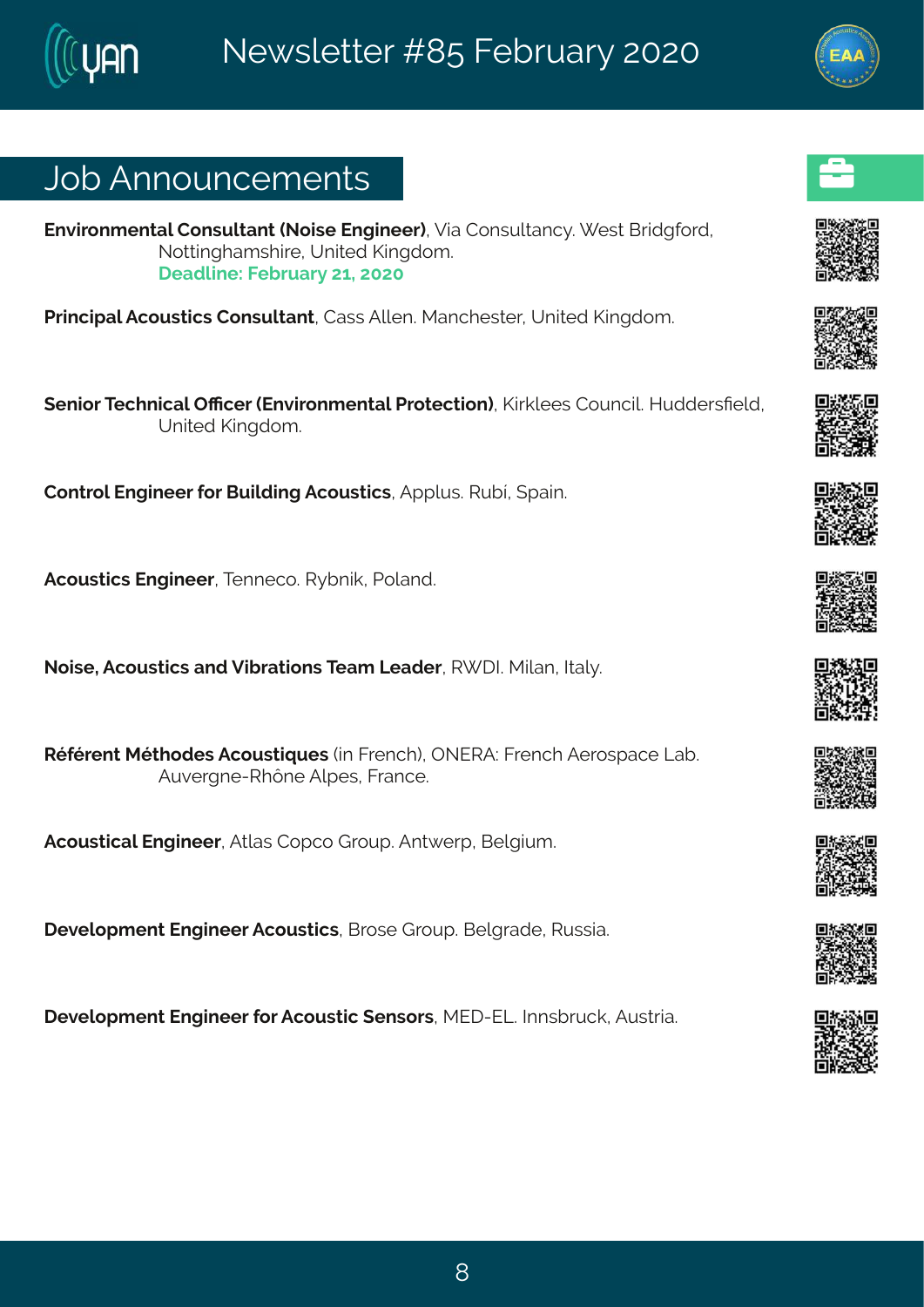## Job Announcements

**Environmental Consultant (Noise Engineer)**, Via Consultancy. West Bridgford, Nottinghamshire, United Kingdom.
**Deadline: February 21, 2020**

**Principal Acoustics Consultant**, Cass Allen. Manchester, United Kingdom.

**Senior Technical Officer (Environmental Protection)**, Kirklees Council. Huddersfield, United Kingdom.

**Control Engineer for Building Acoustics**, Applus. Rubí, Spain.

**Acoustics Engineer**, Tenneco. Rybnik, Poland.

**Noise, Acoustics and Vibrations Team Leader**, RWDI. Milan, Italy.

**Référent Méthodes Acoustiques** (in French), ONERA: French Aerospace Lab. Auvergne-Rhône Alpes, France.

**Acoustical Engineer**, Atlas Copco Group. Antwerp, Belgium.

**Development Engineer Acoustics**, Brose Group. Belgrade, Russia.

**Development Engineer for Acoustic Sensors**, MED-EL. Innsbruck, Austria.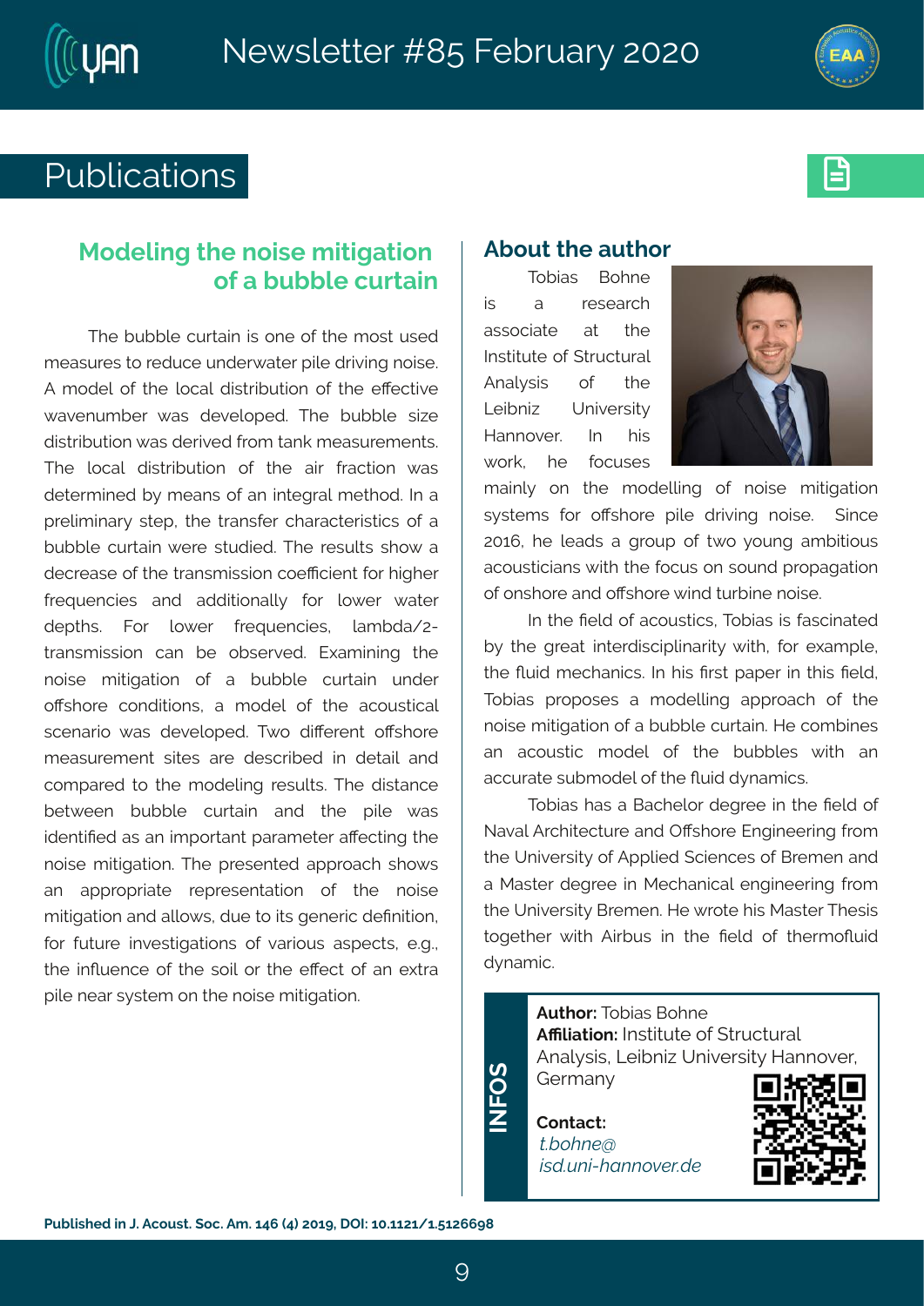# Publications

## Modeling the noise mitigation of a bubble curtain

The bubble curtain is one of the most used measures to reduce underwater pile driving noise. A model of the local distribution of the effective wavenumber was developed. The bubble size distribution was derived from tank measurements. The local distribution of the air fraction was determined by means of an integral method. In a preliminary step, the transfer characteristics of a bubble curtain were studied. The results show a decrease of the transmission coefficient for higher frequencies and additionally for lower water depths. For lower frequencies, lambda/2-transmission can be observed. Examining the noise mitigation of a bubble curtain under offshore conditions, a model of the acoustical scenario was developed. Two different offshore measurement sites are described in detail and compared to the modeling results. The distance between bubble curtain and the pile was identified as an important parameter affecting the noise mitigation. The presented approach shows an appropriate representation of the noise mitigation and allows, due to its generic definition, for future investigations of various aspects, e.g., the influence of the soil or the effect of an extra pile near system on the noise mitigation.

## About the author

Tobias Bohne is a research associate at the Institute of Structural Analysis of the Leibniz University Hannover. In his work, he focuses mainly on the modelling of noise mitigation systems for offshore pile driving noise. Since 2016, he leads a group of two young ambitious acousticians with the focus on sound propagation of onshore and offshore wind turbine noise.

In the field of acoustics, Tobias is fascinated by the great interdisciplinarity with, for example, the fluid mechanics. In his first paper in this field, Tobias proposes a modelling approach of the noise mitigation of a bubble curtain. He combines an acoustic model of the bubbles with an accurate submodel of the fluid dynamics.

Tobias has a Bachelor degree in the field of Naval Architecture and Offshore Engineering from the University of Applied Sciences of Bremen and a Master degree in Mechanical engineering from the University Bremen. He wrote his Master Thesis together with Airbus in the field of thermofluid dynamic.

**INFOS**

**Author:** Tobias Bohne
**Affiliation:** Institute of Structural Analysis, Leibniz University Hannover, Germany

**Contact:**
*t.bohne@isd.uni-hannover.de*

**Published in J. Acoust. Soc. Am. 146 (4) 2019, DOI: 10.1121/1.5126698**